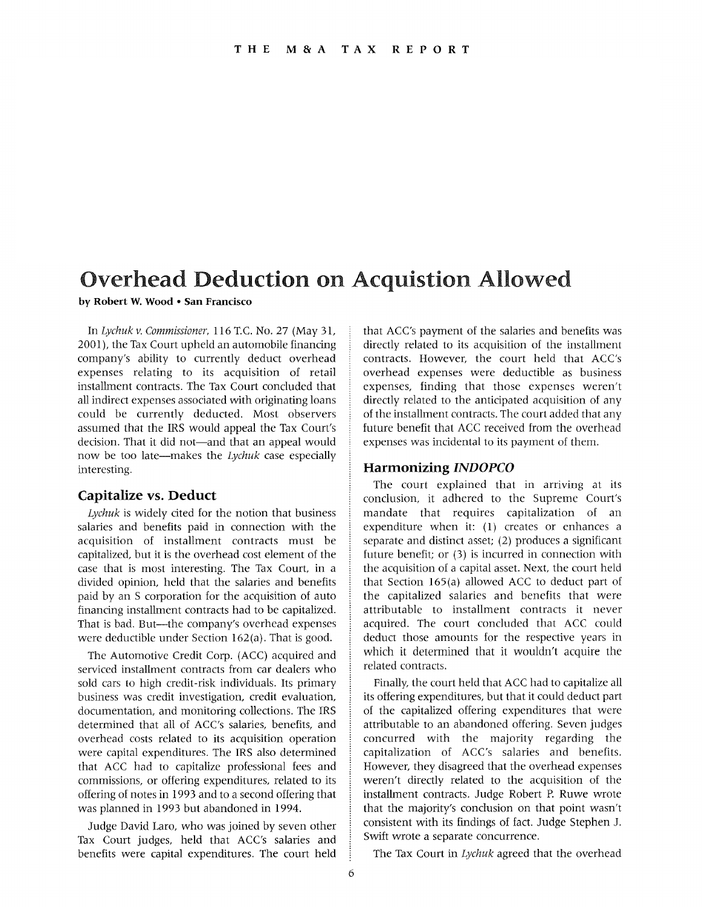# Overhead Deduction on Acquistion Allowed

**by Robert W. Wood • San Francisco**

In *Lychuk v. Commissioner*, 116 T.C. No. 27 (May 31, 2001), the Tax Court upheld an automobile financing company's ability to currently deduct overhead expenses relating to its acquisition of retail installment contracts. The Tax Court concluded that all indirect expenses associated with originating loans could be currently deducted. Most observers assumed that the IRS would appeal the Tax Court's decision. That it did not—and that an appeal would now be too late—makes the *Lychuk* case especially interesting.

## Capitalize vs. Deduct

*Lychuk* is widely cited for the notion that business salaries and benefits paid in connection with the acquisition of installment contracts must be capitalized, but it is the overhead cost element of the case that is most interesting. The Tax Court, in a divided opinion, held that the salaries and benefits paid by an S corporation for the acquisition of auto financing installment contracts had to be capitalized. That is bad. But—the company's overhead expenses were deductible under Section 162(a). That is good.

The Automotive Credit Corp. (ACC) acquired and serviced installment contracts from car dealers who sold cars to high credit-risk individuals. Its primary business was credit investigation, credit evaluation, documentation, and monitoring collections. The IRS determined that all of ACC's salaries, benefits, and overhead costs related to its acquisition operation were capital expenditures. The IRS also determined that ACC had to capitalize professional fees and commissions, or offering expenditures, related to its offering of notes in 1993 and to a second offering that was planned in 1993 but abandoned in 1994.

Judge David Laro, who was joined by seven other Tax Court judges, held that ACC's salaries and benefits were capital expenditures. The court held that ACC's payment of the salaries and benefits was directly related to its acquisition of the installment contracts. However, the court held that ACC's overhead expenses were deductible as business expenses, finding that those expenses weren't directly related to the anticipated acquisition of any of the installment contracts. The court added that any future benefit that ACC received from the overhead expenses was incidental to its payment of them.

## Harmonizing *INDOPCO*

The court explained that in arriving at its conclusion, it adhered to the Supreme Court's mandate that requires capitalization of an expenditure when it: (1) creates or enhances a separate and distinct asset; (2) produces a significant future benefit; or (3) is incurred in connection with the acquisition of a capital asset. Next, the court held that Section 165(a) allowed ACC to deduct part of the capitalized salaries and benefits that were attributable to installment contracts it never acquired. The court concluded that ACC could deduct those amounts for the respective years in which it determined that it wouldn't acquire the related contracts.

Finally, the court held that ACC had to capitalize all its offering expenditures, but that it could deduct part of the capitalized offering expenditures that were attributable to an abandoned offering. Seven judges concurred with the majority regarding the capitalization of ACC's salaries and benefits. However, they disagreed that the overhead expenses weren't directly related to the acquisition of the installment contracts. Judge Robert P. Ruwe wrote that the majority's conclusion on that point wasn't consistent with its findings of fact. Judge Stephen J. Swift wrote a separate concurrence.

The Tax Court in *Lychuk* agreed that the overhead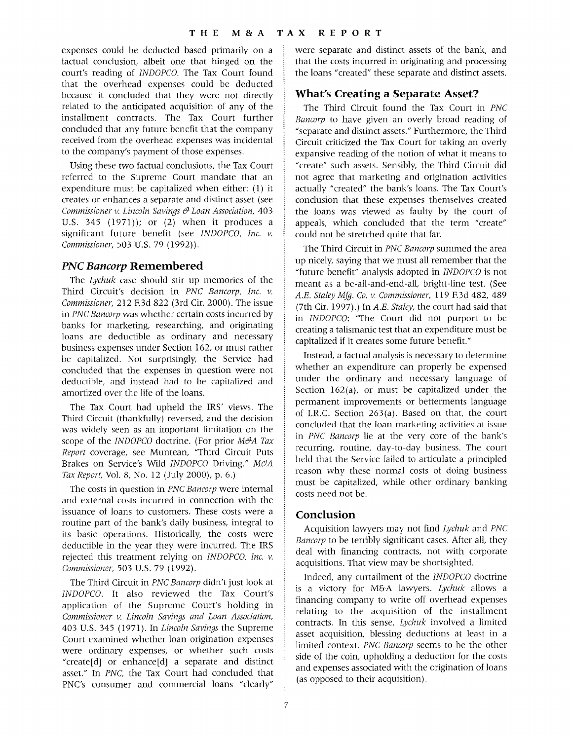expenses could be deducted based primarily on a factual conclusion, albeit one that hinged on the court's reading of *INDOPCO*. The Tax Court found that the overhead expenses could be deducted because it concluded that they were not directly related to the anticipated acquisition of any of the installment contracts. The Tax Court further concluded that any future benefit that the company received from the overhead expenses was incidental to the company's payment of those expenses.

Using these two factual conclusions, the Tax Court referred to the Supreme Court mandate that an expenditure must be capitalized when either: (1) it creates or enhances a separate and distinct asset (see *Commissioner v. Lincoln Savings & Loan Association*, 403 U.S. 345 (1971)); or (2) when it produces a significant future benefit (see *INDOPCO, Inc. v. Commissioner*, 503 U.S. 79 (1992)).

## *PNC Bancorp* Remembered

The *Lychuk* case should stir up memories of the Third Circuit's decision in *PNC Bancorp, Inc. v. Commissioner*, 212 F.3d 822 (3rd Cir. 2000). The issue in *PNC Bancorp* was whether certain costs incurred by banks for marketing, researching, and originating loans are deductible as ordinary and necessary business expenses under Section 162, or must rather be capitalized. Not surprisingly, the Service had concluded that the expenses in question were not deductible, and instead had to be capitalized and amortized over the life of the loans.

The Tax Court had upheld the IRS' views. The Third Circuit (thankfully) reversed, and the decision was widely seen as an important limitation on the scope of the *INDOPCO* doctrine. (For prior *M&A Tax Report* coverage, see Muntean, "Third Circuit Puts Brakes on Service's Wild *INDOPCO* Driving," *M&A Tax Report*, Vol. 8, No. 12 (July 2000), p. 6.)

The costs in question in *PNC Bancorp* were internal and external costs incurred in connection with the issuance of loans to customers. These costs were a routine part of the bank's daily business, integral to its basic operations. Historically, the costs were deductible in the year they were incurred. The IRS rejected this treatment relying on *INDOPCO, Inc. v. Commissioner*, 503 U.S. 79 (1992).

The Third Circuit in *PNC Bancorp* didn't just look at *INDOPCO*. It also reviewed the Tax Court's application of the Supreme Court's holding in *Commissioner v. Lincoln Savings and Loan Association*, 403 U.S. 345 (1971). In *Lincoln Savings* the Supreme Court examined whether loan origination expenses were ordinary expenses, or whether such costs "create[d] or enhance[d] a separate and distinct asset." In *PNC*, the Tax Court had concluded that PNC's consumer and commercial loans "clearly" were separate and distinct assets of the bank, and that the costs incurred in originating and processing the loans "created" these separate and distinct assets.

## What's Creating a Separate Asset?

The Third Circuit found the Tax Court in *PNC Bancorp* to have given an overly broad reading of "separate and distinct assets." Furthermore, the Third Circuit criticized the Tax Court for taking an overly expansive reading of the notion of what it means to "create" such assets. Sensibly, the Third Circuit did not agree that marketing and origination activities actually "created" the bank's loans. The Tax Court's conclusion that these expenses themselves created the loans was viewed as faulty by the court of appeals, which concluded that the term "create" could not be stretched quite that far.

The Third Circuit in *PNC Bancorp* summed the area up nicely, saying that we must all remember that the "future benefit" analysis adopted in *INDOPCO* is not meant as a be-all-and-end-all, bright-line test. (See *A.E. Staley Mfg. Co. v. Commissioner*, 119 F.3d 482, 489 (7th Cir. 1997).) In *A.E. Staley*, the court had said that in *INDOPCO*: "The Court did not purport to be creating a talismanic test that an expenditure must be capitalized if it creates some future benefit."

Instead, a factual analysis is necessary to determine whether an expenditure can properly be expensed under the ordinary and necessary language of Section 162(a), or must be capitalized under the permanent improvements or betterments language of I.R.C. Section 263(a). Based on that, the court concluded that the loan marketing activities at issue in *PNC Bancorp* lie at the very core of the bank's recurring, routine, day-to-day business. The court held that the Service failed to articulate a principled reason why these normal costs of doing business must be capitalized, while other ordinary banking costs need not be.

## Conclusion

Acquisition lawyers may not find *Lychuk* and *PNC Bancorp* to be terribly significant cases. After all, they deal with financing contracts, not with corporate acquisitions. That view may be shortsighted.

Indeed, any curtailment of the *INDOPCO* doctrine is a victory for M&A lawyers. *Lychuk* allows a financing company to write off overhead expenses relating to the acquisition of the installment contracts. In this sense, *Lychuk* involved a limited asset acquisition, blessing deductions at least in a limited context. *PNC Bancorp* seems to be the other side of the coin, upholding a deduction for the costs and expenses associated with the origination of loans (as opposed to their acquisition).